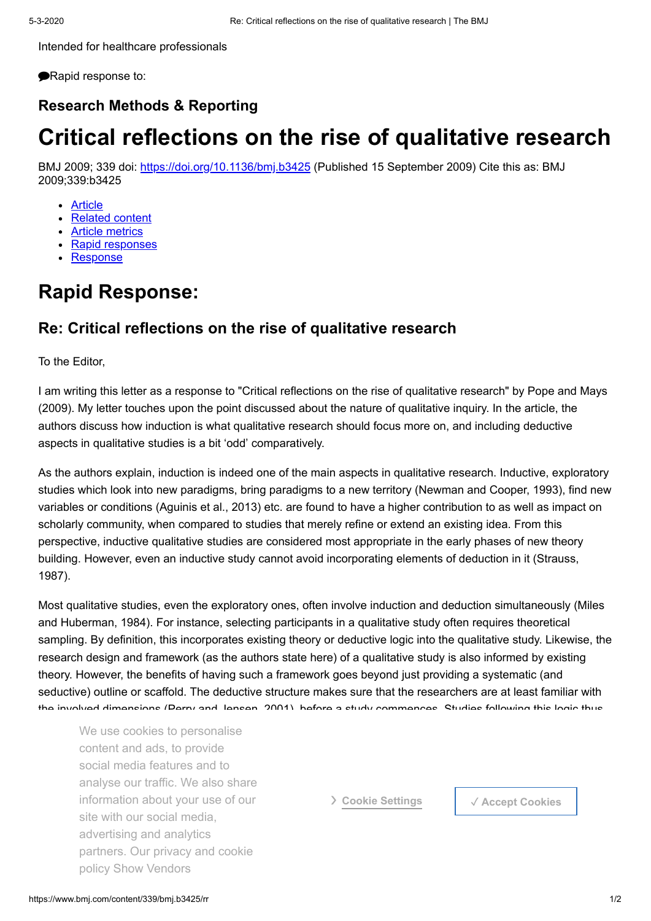Intended for healthcare professionals

Rapid response to:

### Research Methods & Reporting

# Critical reflections on the rise of qualitative research

BMJ 2009; 339 doi: https://doi.org/10.1136/bmj.b3425 (Published 15 September 2009) Cite this as: BMJ 2009;339:b3425

- Article
- Related content
- Article metrics
- Rapid responses
- Response

# Rapid Response:

## Re: Critical reflections on the rise of qualitative research

To the Editor,

I am writing this letter as a response to "Critical reflections on the rise of qualitative research" by Pope and Mays (2009). My letter touches upon the point discussed about the nature of qualitative inquiry. In the article, the authors discuss how induction is what qualitative research should focus more on, and including deductive aspects in qualitative studies is a bit 'odd' comparatively.

As the authors explain, induction is indeed one of the main aspects in qualitative research. Inductive, exploratory studies which look into new paradigms, bring paradigms to a new territory (Newman and Cooper, 1993), find new variables or conditions (Aguinis et al., 2013) etc. are found to have a higher contribution to as well as impact on scholarly community, when compared to studies that merely refine or extend an existing idea. From this perspective, inductive qualitative studies are considered most appropriate in the early phases of new theory building. However, even an inductive study cannot avoid incorporating elements of deduction in it (Strauss, 1987).

Most qualitative studies, even the exploratory ones, often involve induction and deduction simultaneously (Miles and Huberman, 1984). For instance, selecting participants in a qualitative study often requires theoretical sampling. By definition, this incorporates existing theory or deductive logic into the qualitative study. Likewise, the research design and framework (as the authors state here) of a qualitative study is also informed by existing theory. However, the benefits of having such a framework goes beyond just providing a systematic (and seductive) outline or scaffold. The deductive structure makes sure that the researchers are at least familiar with the involved dimensions (Perry and Jensen, 2001) before a study commences. Studies following this logic thus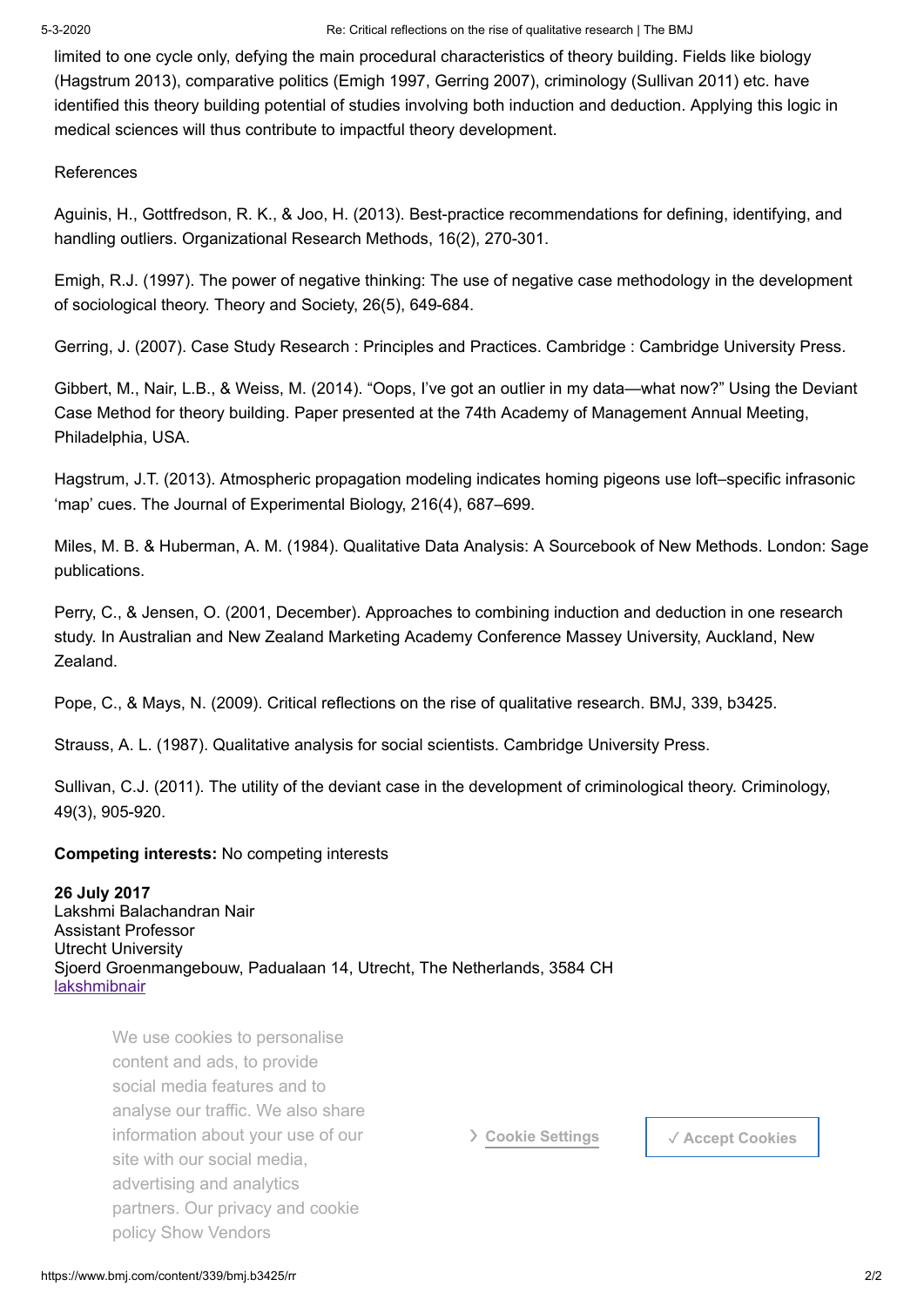limited to one cycle only, defying the main procedural characteristics of theory building. Fields like biology (Hagstrum 2013), comparative politics (Emigh 1997, Gerring 2007), criminology (Sullivan 2011) etc. have identified this theory building potential of studies involving both induction and deduction. Applying this logic in medical sciences will thus contribute to impactful theory development.

References

Aguinis, H., Gottfredson, R. K., & Joo, H. (2013). Best-practice recommendations for defining, identifying, and handling outliers. Organizational Research Methods, 16(2), 270-301.

Emigh, R.J. (1997). The power of negative thinking: The use of negative case methodology in the development of sociological theory. Theory and Society, 26(5), 649-684.

Gerring, J. (2007). Case Study Research : Principles and Practices. Cambridge : Cambridge University Press.

Gibbert, M., Nair, L.B., & Weiss, M. (2014). "Oops, I've got an outlier in my data—what now?" Using the Deviant Case Method for theory building. Paper presented at the 74th Academy of Management Annual Meeting, Philadelphia, USA.

Hagstrum, J.T. (2013). Atmospheric propagation modeling indicates homing pigeons use loft–specific infrasonic 'map' cues. The Journal of Experimental Biology, 216(4), 687–699.

Miles, M. B. & Huberman, A. M. (1984). Qualitative Data Analysis: A Sourcebook of New Methods. London: Sage publications.

Perry, C., & Jensen, O. (2001, December). Approaches to combining induction and deduction in one research study. In Australian and New Zealand Marketing Academy Conference Massey University, Auckland, New Zealand.

Pope, C., & Mays, N. (2009). Critical reflections on the rise of qualitative research. BMJ, 339, b3425.

Strauss, A. L. (1987). Qualitative analysis for social scientists. Cambridge University Press.

Sullivan, C.J. (2011). The utility of the deviant case in the development of criminological theory. Criminology, 49(3), 905-920.

**Competing interests:** No competing interests

**26 July 2017**
Lakshmi Balachandran Nair
Assistant Professor
Utrecht University
Sjoerd Groenmangebouw, Padualaan 14, Utrecht, The Netherlands, 3584 CH
lakshmibnair